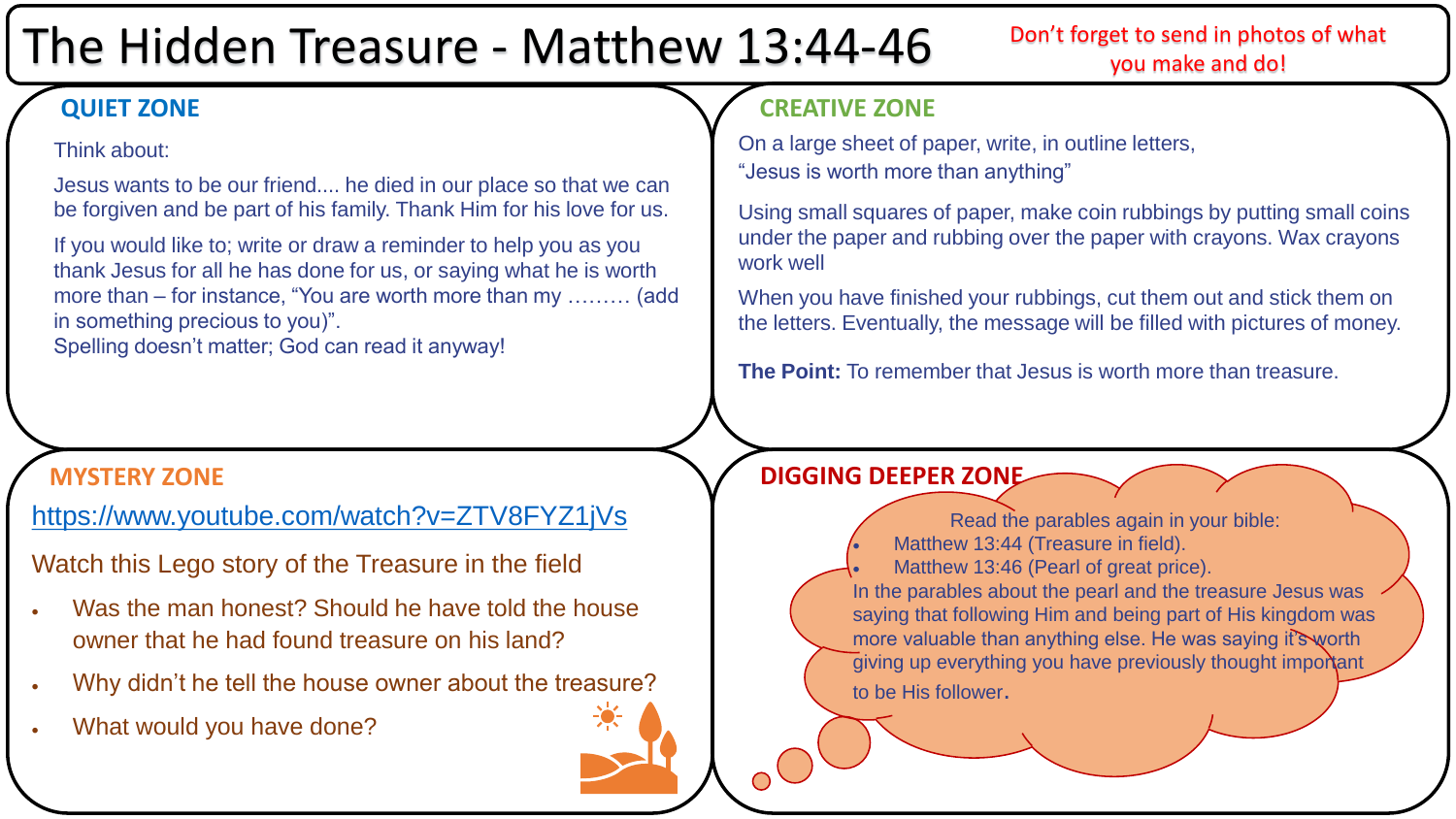# The Hidden Treasure - Matthew 13:44-46

Don't forget to send in photos of what you make and do!

## QUIET ZONE

Think about:

Jesus wants to be our friend.... he died in our place so that we can be forgiven and be part of his family. Thank Him for his love for us.

If you would like to; write or draw a reminder to help you as you thank Jesus for all he has done for us, or saying what he is worth more than – for instance, "You are worth more than my ……… (add in something precious to you)".
Spelling doesn't matter; God can read it anyway!

## CREATIVE ZONE

On a large sheet of paper, write, in outline letters,
"Jesus is worth more than anything"

Using small squares of paper, make coin rubbings by putting small coins under the paper and rubbing over the paper with crayons. Wax crayons work well

When you have finished your rubbings, cut them out and stick them on the letters. Eventually, the message will be filled with pictures of money.

**The Point:** To remember that Jesus is worth more than treasure.

## MYSTERY ZONE

https://www.youtube.com/watch?v=ZTV8FYZ1jVs

Watch this Lego story of the Treasure in the field

- Was the man honest? Should he have told the house owner that he had found treasure on his land?
- Why didn't he tell the house owner about the treasure?
- What would you have done?

## DIGGING DEEPER ZONE

Read the parables again in your bible:

- Matthew 13:44 (Treasure in field).
- Matthew 13:46 (Pearl of great price).

In the parables about the pearl and the treasure Jesus was saying that following Him and being part of His kingdom was more valuable than anything else. He was saying it's worth giving up everything you have previously thought important to be His follower.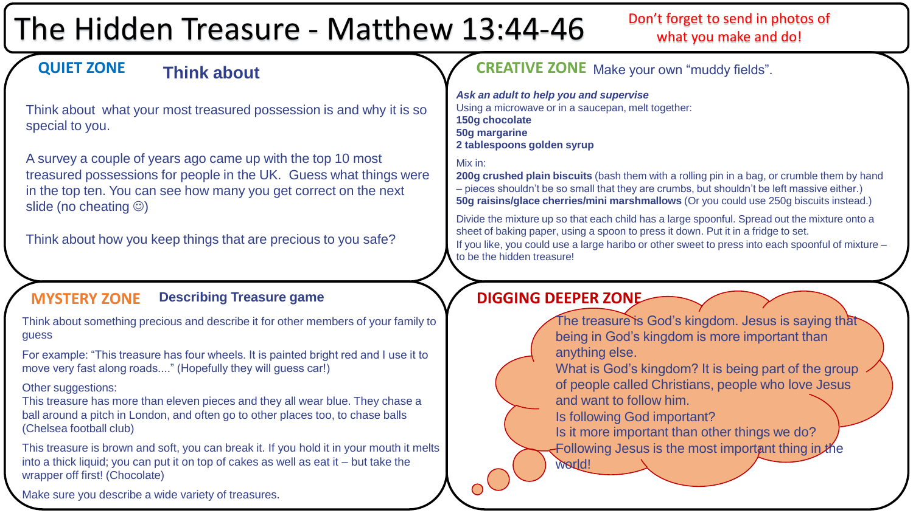# The Hidden Treasure - Matthew 13:44-46

Don't forget to send in photos of what you make and do!

## QUIET ZONE — Think about

Think about what your most treasured possession is and why it is so special to you.

A survey a couple of years ago came up with the top 10 most treasured possessions for people in the UK. Guess what things were in the top ten. You can see how many you get correct on the next slide (no cheating ☺)

Think about how you keep things that are precious to you safe?

## CREATIVE ZONE — Make your own "muddy fields".

***Ask an adult to help you and supervise***

Using a microwave or in a saucepan, melt together:

**150g chocolate**
**50g margarine**
**2 tablespoons golden syrup**

Mix in:

**200g crushed plain biscuits** (bash them with a rolling pin in a bag, or crumble them by hand – pieces shouldn't be so small that they are crumbs, but shouldn't be left massive either.)
**50g raisins/glace cherries/mini marshmallows** (Or you could use 250g biscuits instead.)

Divide the mixture up so that each child has a large spoonful. Spread out the mixture onto a sheet of baking paper, using a spoon to press it down. Put it in a fridge to set.

If you like, you could use a large haribo or other sweet to press into each spoonful of mixture – to be the hidden treasure!

## MYSTERY ZONE — Describing Treasure game

Think about something precious and describe it for other members of your family to guess

For example: "This treasure has four wheels. It is painted bright red and I use it to move very fast along roads...." (Hopefully they will guess car!)

Other suggestions:

This treasure has more than eleven pieces and they all wear blue. They chase a ball around a pitch in London, and often go to other places too, to chase balls (Chelsea football club)

This treasure is brown and soft, you can break it. If you hold it in your mouth it melts into a thick liquid; you can put it on top of cakes as well as eat it – but take the wrapper off first! (Chocolate)

Make sure you describe a wide variety of treasures.

## DIGGING DEEPER ZONE

The treasure is God's kingdom. Jesus is saying that being in God's kingdom is more important than anything else.

What is God's kingdom? It is being part of the group of people called Christians, people who love Jesus and want to follow him.

Is following God important?

Is it more important than other things we do?

Following Jesus is the most important thing in the world!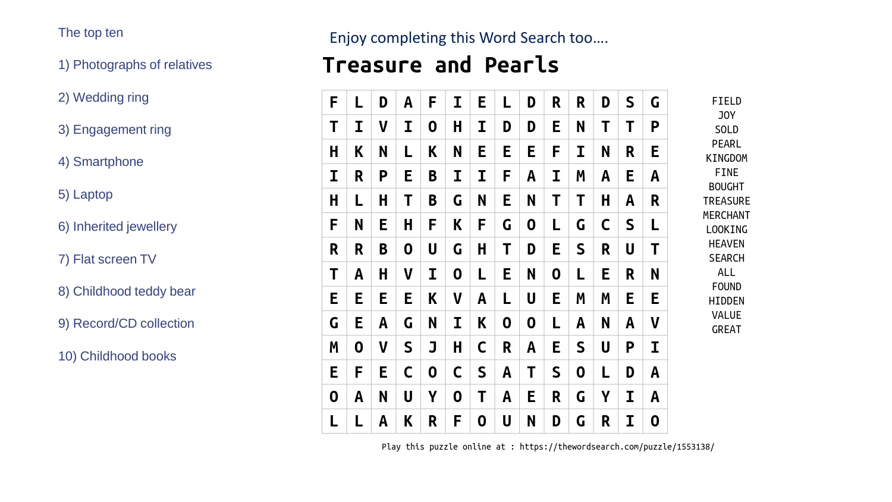The top ten

1) Photographs of relatives

2) Wedding ring

3) Engagement ring

4) Smartphone

5) Laptop

6) Inherited jewellery

7) Flat screen TV

8) Childhood teddy bear

9) Record/CD collection

10) Childhood books

Enjoy completing this Word Search too….

# Treasure and Pearls

| | | | | | | | | | | | | | |
|---|---|---|---|---|---|---|---|---|---|---|---|---|---|
| F | L | D | A | F | I | E | L | D | R | R | D | S | G |
| T | I | V | I | O | H | I | D | D | E | N | T | T | P |
| H | K | N | L | K | N | E | E | E | F | I | N | R | E |
| I | R | P | E | B | I | I | F | A | I | M | A | E | A |
| H | L | H | T | B | G | N | E | N | T | T | H | A | R |
| F | N | E | H | F | K | F | G | O | L | G | C | S | L |
| R | R | B | O | U | G | H | T | D | E | S | R | U | T |
| T | A | H | V | I | O | L | E | N | O | L | E | R | N |
| E | E | E | E | K | V | A | L | U | E | M | M | E | E |
| G | E | A | G | N | I | K | O | O | L | A | N | A | V |
| M | O | V | S | J | H | C | R | A | E | S | U | P | I |
| E | F | E | C | O | C | S | A | T | S | O | L | D | A |
| O | A | N | U | Y | O | T | A | E | R | G | Y | I | A |
| L | L | A | K | R | F | O | U | N | D | G | R | I | O |

FIELD
JOY
SOLD
PEARL
KINGDOM
FINE
BOUGHT
TREASURE
MERCHANT
LOOKING
HEAVEN
SEARCH
ALL
FOUND
HIDDEN
VALUE
GREAT

Play this puzzle online at : https://thewordsearch.com/puzzle/1553138/